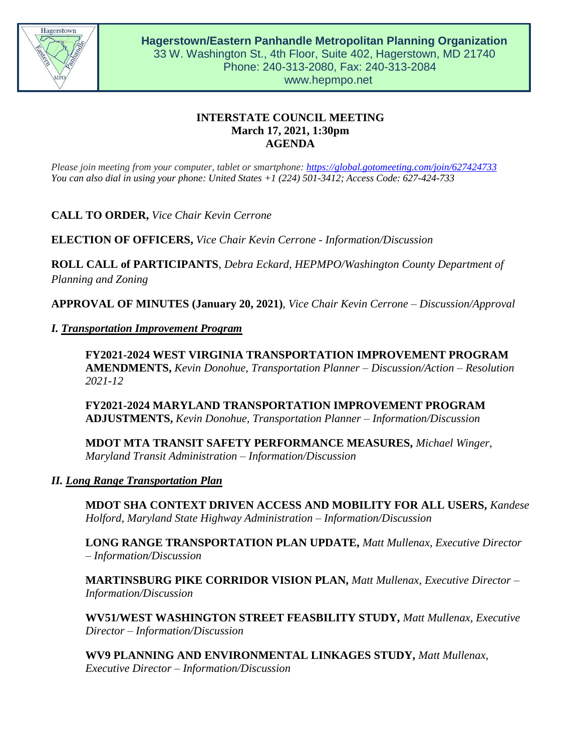**Hagerstown/Eastern Panhandle Metropolitan Planning Organization**
33 W. Washington St., 4th Floor, Suite 402, Hagerstown, MD 21740
Phone: 240-313-2080, Fax: 240-313-2084
www.hepmpo.net

# INTERSTATE COUNCIL MEETING
## March 17, 2021, 1:30pm
## AGENDA

*Please join meeting from your computer, tablet or smartphone: https://global.gotomeeting.com/join/627424733*
*You can also dial in using your phone: United States +1 (224) 501-3412; Access Code: 627-424-733*

**CALL TO ORDER,** *Vice Chair Kevin Cerrone*

**ELECTION OF OFFICERS,** *Vice Chair Kevin Cerrone - Information/Discussion*

**ROLL CALL of PARTICIPANTS**, *Debra Eckard, HEPMPO/Washington County Department of Planning and Zoning*

**APPROVAL OF MINUTES (January 20, 2021)**, *Vice Chair Kevin Cerrone – Discussion/Approval*

### *I. Transportation Improvement Program*

**FY2021-2024 WEST VIRGINIA TRANSPORTATION IMPROVEMENT PROGRAM AMENDMENTS,** *Kevin Donohue, Transportation Planner – Discussion/Action – Resolution 2021-12*

**FY2021-2024 MARYLAND TRANSPORTATION IMPROVEMENT PROGRAM ADJUSTMENTS,** *Kevin Donohue, Transportation Planner – Information/Discussion*

**MDOT MTA TRANSIT SAFETY PERFORMANCE MEASURES,** *Michael Winger, Maryland Transit Administration – Information/Discussion*

### *II. Long Range Transportation Plan*

**MDOT SHA CONTEXT DRIVEN ACCESS AND MOBILITY FOR ALL USERS,** *Kandese Holford, Maryland State Highway Administration – Information/Discussion*

**LONG RANGE TRANSPORTATION PLAN UPDATE,** *Matt Mullenax, Executive Director – Information/Discussion*

**MARTINSBURG PIKE CORRIDOR VISION PLAN,** *Matt Mullenax, Executive Director – Information/Discussion*

**WV51/WEST WASHINGTON STREET FEASBILITY STUDY,** *Matt Mullenax, Executive Director – Information/Discussion*

**WV9 PLANNING AND ENVIRONMENTAL LINKAGES STUDY,** *Matt Mullenax, Executive Director – Information/Discussion*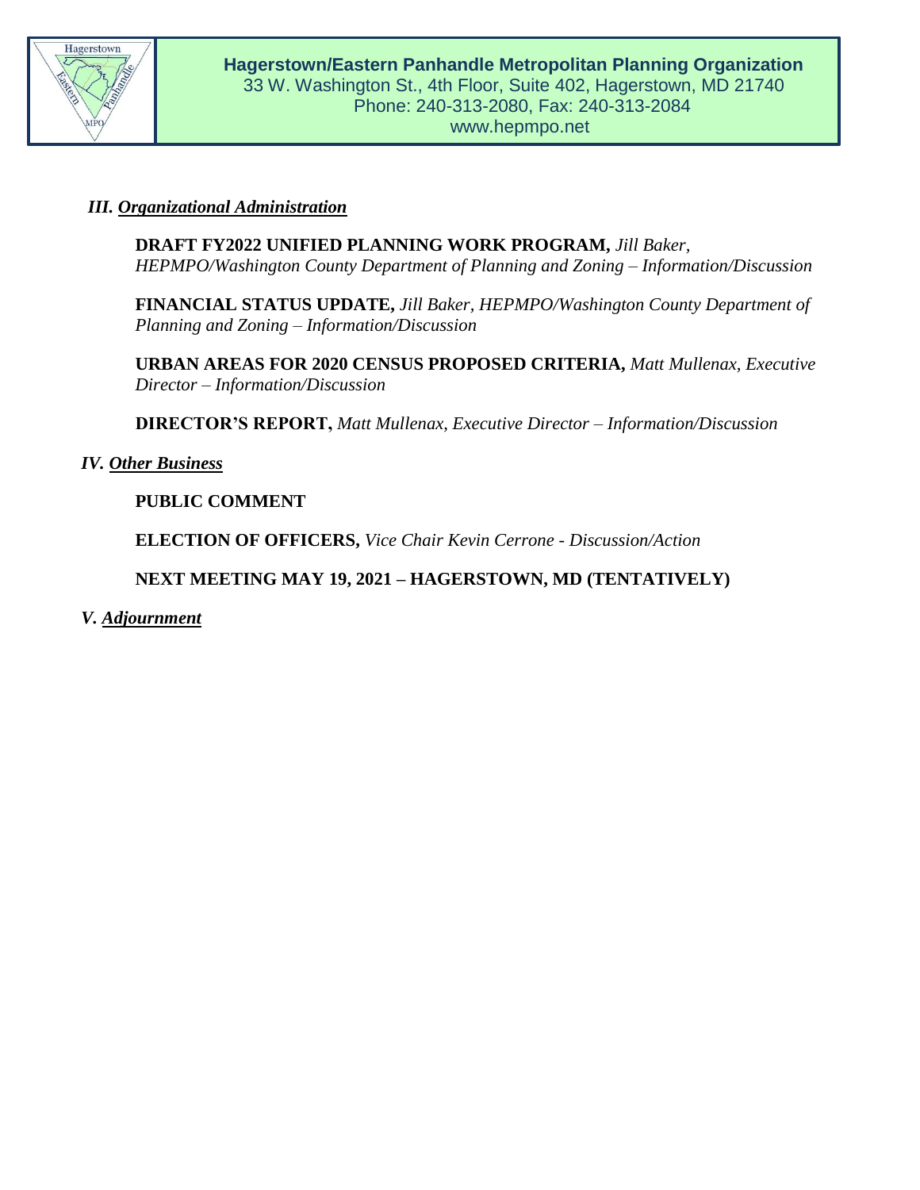**Hagerstown/Eastern Panhandle Metropolitan Planning Organization**
33 W. Washington St., 4th Floor, Suite 402, Hagerstown, MD 21740
Phone: 240-313-2080, Fax: 240-313-2084
www.hepmpo.net

### *III. Organizational Administration*

**DRAFT FY2022 UNIFIED PLANNING WORK PROGRAM,** *Jill Baker, HEPMPO/Washington County Department of Planning and Zoning – Information/Discussion*

**FINANCIAL STATUS UPDATE,** *Jill Baker, HEPMPO/Washington County Department of Planning and Zoning – Information/Discussion*

**URBAN AREAS FOR 2020 CENSUS PROPOSED CRITERIA,** *Matt Mullenax, Executive Director – Information/Discussion*

**DIRECTOR'S REPORT,** *Matt Mullenax, Executive Director – Information/Discussion*

### *IV. Other Business*

**PUBLIC COMMENT**

**ELECTION OF OFFICERS,** *Vice Chair Kevin Cerrone - Discussion/Action*

**NEXT MEETING MAY 19, 2021 – HAGERSTOWN, MD (TENTATIVELY)**

### *V. Adjournment*